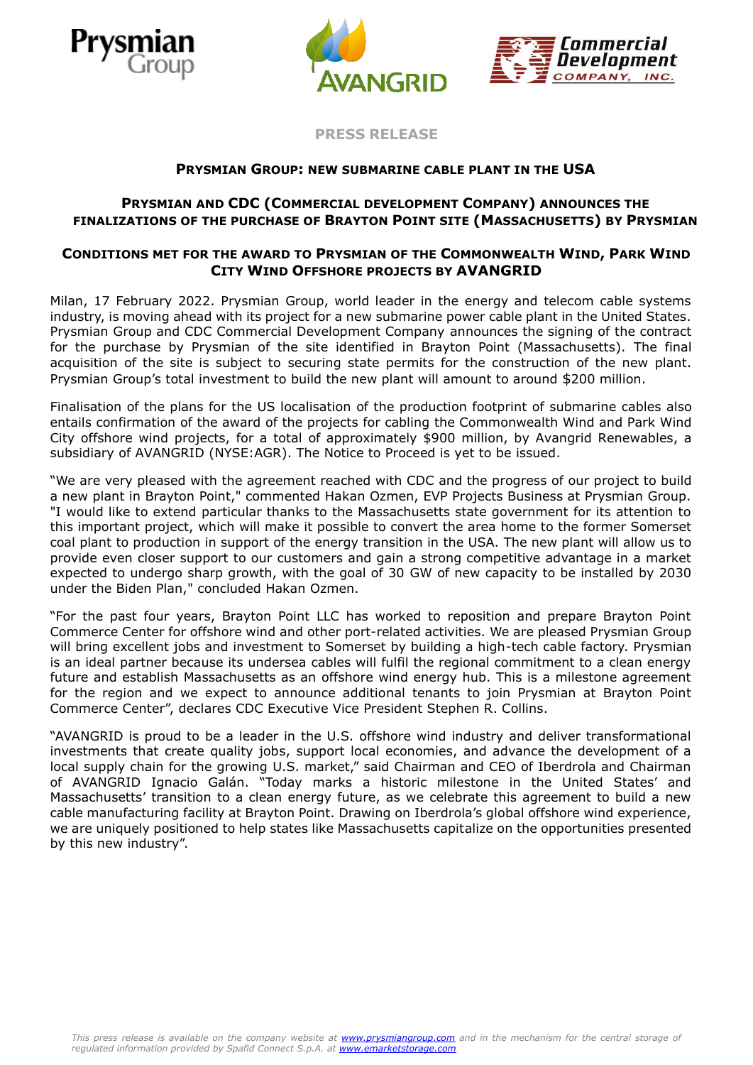**PRESS RELEASE**

## PRYSMIAN GROUP: NEW SUBMARINE CABLE PLANT IN THE USA

### PRYSMIAN AND CDC (COMMERCIAL DEVELOPMENT COMPANY) ANNOUNCES THE FINALIZATIONS OF THE PURCHASE OF BRAYTON POINT SITE (MASSACHUSETTS) BY PRYSMIAN

### CONDITIONS MET FOR THE AWARD TO PRYSMIAN OF THE COMMONWEALTH WIND, PARK WIND CITY WIND OFFSHORE PROJECTS BY AVANGRID

Milan, 17 February 2022. Prysmian Group, world leader in the energy and telecom cable systems industry, is moving ahead with its project for a new submarine power cable plant in the United States. Prysmian Group and CDC Commercial Development Company announces the signing of the contract for the purchase by Prysmian of the site identified in Brayton Point (Massachusetts). The final acquisition of the site is subject to securing state permits for the construction of the new plant. Prysmian Group's total investment to build the new plant will amount to around $200 million.

Finalisation of the plans for the US localisation of the production footprint of submarine cables also entails confirmation of the award of the projects for cabling the Commonwealth Wind and Park Wind City offshore wind projects, for a total of approximately $900 million, by Avangrid Renewables, a subsidiary of AVANGRID (NYSE:AGR). The Notice to Proceed is yet to be issued.

"We are very pleased with the agreement reached with CDC and the progress of our project to build a new plant in Brayton Point," commented Hakan Ozmen, EVP Projects Business at Prysmian Group. "I would like to extend particular thanks to the Massachusetts state government for its attention to this important project, which will make it possible to convert the area home to the former Somerset coal plant to production in support of the energy transition in the USA. The new plant will allow us to provide even closer support to our customers and gain a strong competitive advantage in a market expected to undergo sharp growth, with the goal of 30 GW of new capacity to be installed by 2030 under the Biden Plan," concluded Hakan Ozmen.

"For the past four years, Brayton Point LLC has worked to reposition and prepare Brayton Point Commerce Center for offshore wind and other port-related activities. We are pleased Prysmian Group will bring excellent jobs and investment to Somerset by building a high-tech cable factory. Prysmian is an ideal partner because its undersea cables will fulfil the regional commitment to a clean energy future and establish Massachusetts as an offshore wind energy hub. This is a milestone agreement for the region and we expect to announce additional tenants to join Prysmian at Brayton Point Commerce Center", declares CDC Executive Vice President Stephen R. Collins.

"AVANGRID is proud to be a leader in the U.S. offshore wind industry and deliver transformational investments that create quality jobs, support local economies, and advance the development of a local supply chain for the growing U.S. market," said Chairman and CEO of Iberdrola and Chairman of AVANGRID Ignacio Galán. "Today marks a historic milestone in the United States' and Massachusetts' transition to a clean energy future, as we celebrate this agreement to build a new cable manufacturing facility at Brayton Point. Drawing on Iberdrola's global offshore wind experience, we are uniquely positioned to help states like Massachusetts capitalize on the opportunities presented by this new industry".

*This press release is available on the company website at [www.prysmiangroup.com](http://www.prysmiangroup.com) and in the mechanism for the central storage of regulated information provided by Spafid Connect S.p.A. at [www.emarketstorage.com](http://www.emarketstorage.com)*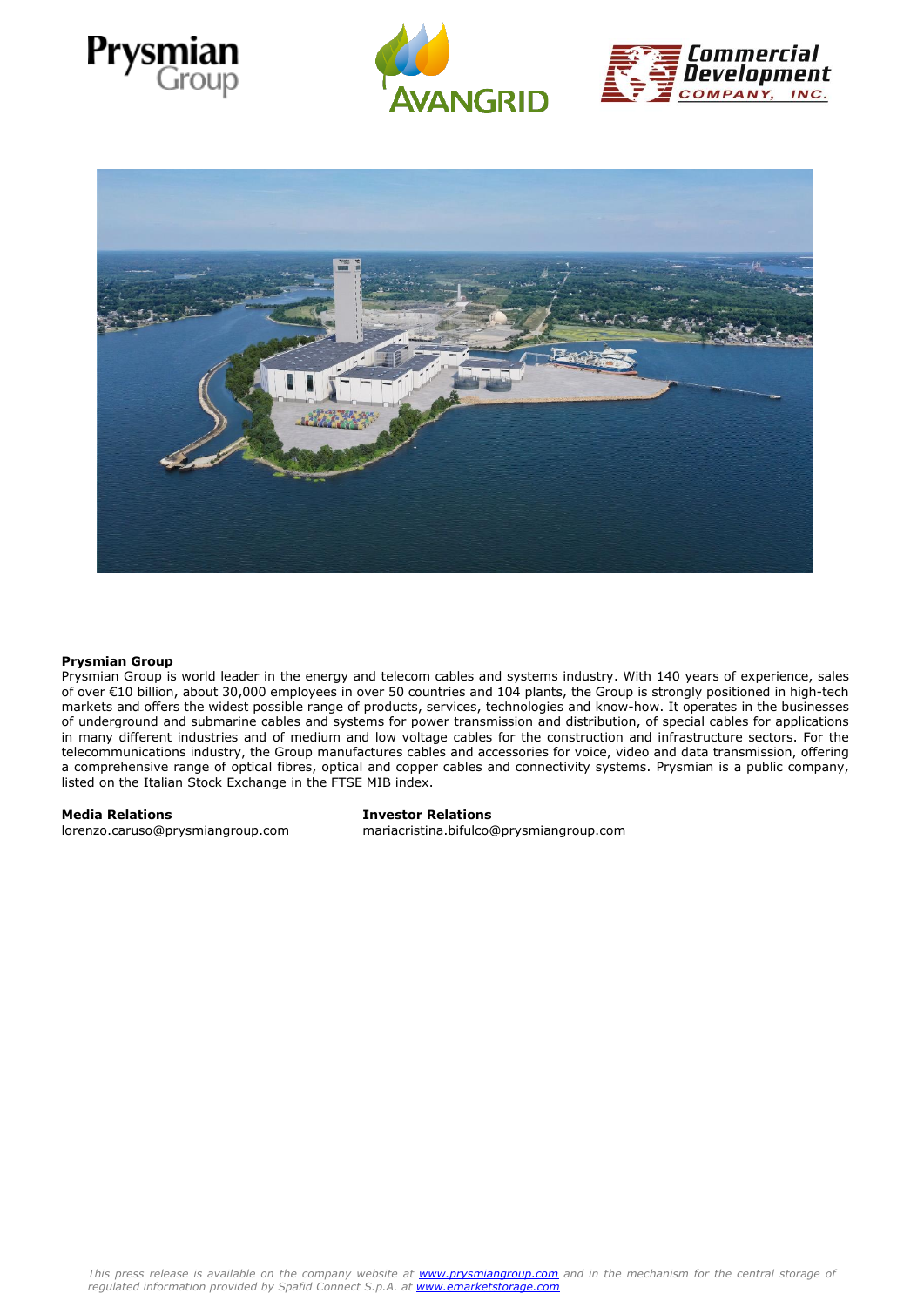**Prysmian Group**
Prysmian Group is world leader in the energy and telecom cables and systems industry. With 140 years of experience, sales of over €10 billion, about 30,000 employees in over 50 countries and 104 plants, the Group is strongly positioned in high-tech markets and offers the widest possible range of products, services, technologies and know-how. It operates in the businesses of underground and submarine cables and systems for power transmission and distribution, of special cables for applications in many different industries and of medium and low voltage cables for the construction and infrastructure sectors. For the telecommunications industry, the Group manufactures cables and accessories for voice, video and data transmission, offering a comprehensive range of optical fibres, optical and copper cables and connectivity systems. Prysmian is a public company, listed on the Italian Stock Exchange in the FTSE MIB index.

**Media Relations**
lorenzo.caruso@prysmiangroup.com

**Investor Relations**
mariacristina.bifulco@prysmiangroup.com

*This press release is available on the company website at [www.prysmiangroup.com](http://www.prysmiangroup.com) and in the mechanism for the central storage of regulated information provided by Spafid Connect S.p.A. at [www.emarketstorage.com](http://www.emarketstorage.com)*